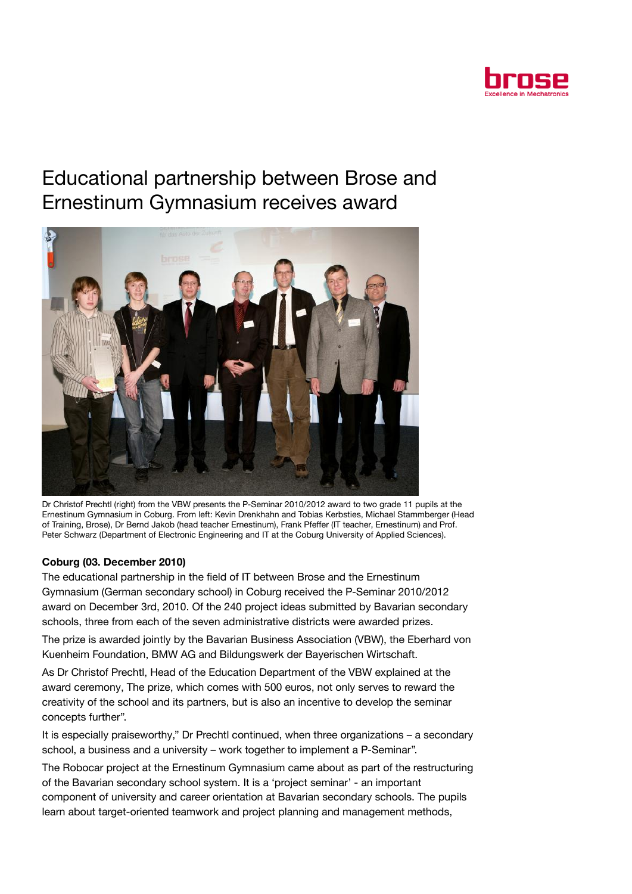# Educational partnership between Brose and Ernestinum Gymnasium receives award

Dr Christof Prechtl (right) from the VBW presents the P-Seminar 2010/2012 award to two grade 11 pupils at the Ernestinum Gymnasium in Coburg. From left: Kevin Drenkhahn and Tobias Kerbsties, Michael Stammberger (Head of Training, Brose), Dr Bernd Jakob (head teacher Ernestinum), Frank Pfeffer (IT teacher, Ernestinum) and Prof. Peter Schwarz (Department of Electronic Engineering and IT at the Coburg University of Applied Sciences).

**Coburg (03. December 2010)**

The educational partnership in the field of IT between Brose and the Ernestinum Gymnasium (German secondary school) in Coburg received the P-Seminar 2010/2012 award on December 3rd, 2010. Of the 240 project ideas submitted by Bavarian secondary schools, three from each of the seven administrative districts were awarded prizes.

The prize is awarded jointly by the Bavarian Business Association (VBW), the Eberhard von Kuenheim Foundation, BMW AG and Bildungswerk der Bayerischen Wirtschaft.

As Dr Christof Prechtl, Head of the Education Department of the VBW explained at the award ceremony, The prize, which comes with 500 euros, not only serves to reward the creativity of the school and its partners, but is also an incentive to develop the seminar concepts further".

It is especially praiseworthy," Dr Prechtl continued, when three organizations – a secondary school, a business and a university – work together to implement a P-Seminar".

The Robocar project at the Ernestinum Gymnasium came about as part of the restructuring of the Bavarian secondary school system. It is a 'project seminar' - an important component of university and career orientation at Bavarian secondary schools. The pupils learn about target-oriented teamwork and project planning and management methods,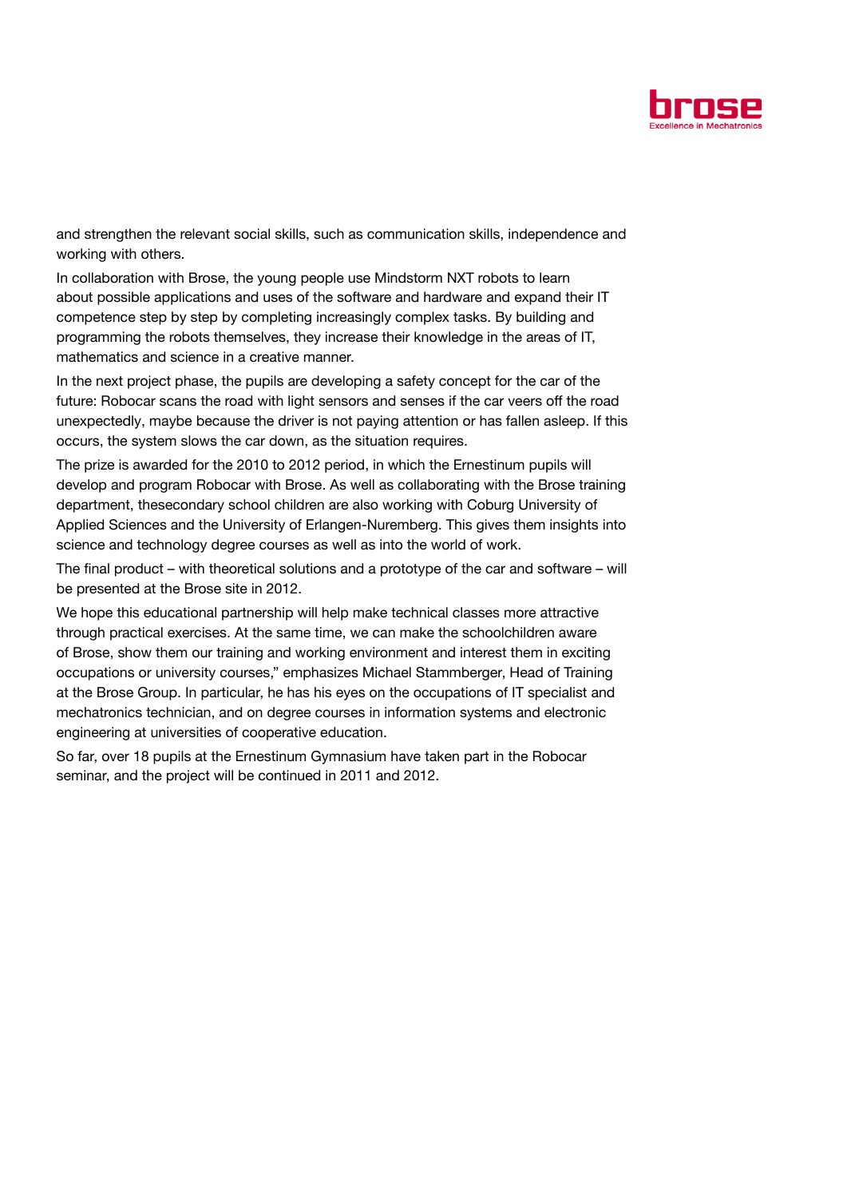and strengthen the relevant social skills, such as communication skills, independence and working with others.

In collaboration with Brose, the young people use Mindstorm NXT robots to learn about possible applications and uses of the software and hardware and expand their IT competence step by step by completing increasingly complex tasks. By building and programming the robots themselves, they increase their knowledge in the areas of IT, mathematics and science in a creative manner.

In the next project phase, the pupils are developing a safety concept for the car of the future: Robocar scans the road with light sensors and senses if the car veers off the road unexpectedly, maybe because the driver is not paying attention or has fallen asleep. If this occurs, the system slows the car down, as the situation requires.

The prize is awarded for the 2010 to 2012 period, in which the Ernestinum pupils will develop and program Robocar with Brose. As well as collaborating with the Brose training department, thesecondary school children are also working with Coburg University of Applied Sciences and the University of Erlangen-Nuremberg. This gives them insights into science and technology degree courses as well as into the world of work.

The final product – with theoretical solutions and a prototype of the car and software – will be presented at the Brose site in 2012.

We hope this educational partnership will help make technical classes more attractive through practical exercises. At the same time, we can make the schoolchildren aware of Brose, show them our training and working environment and interest them in exciting occupations or university courses," emphasizes Michael Stammberger, Head of Training at the Brose Group. In particular, he has his eyes on the occupations of IT specialist and mechatronics technician, and on degree courses in information systems and electronic engineering at universities of cooperative education.

So far, over 18 pupils at the Ernestinum Gymnasium have taken part in the Robocar seminar, and the project will be continued in 2011 and 2012.